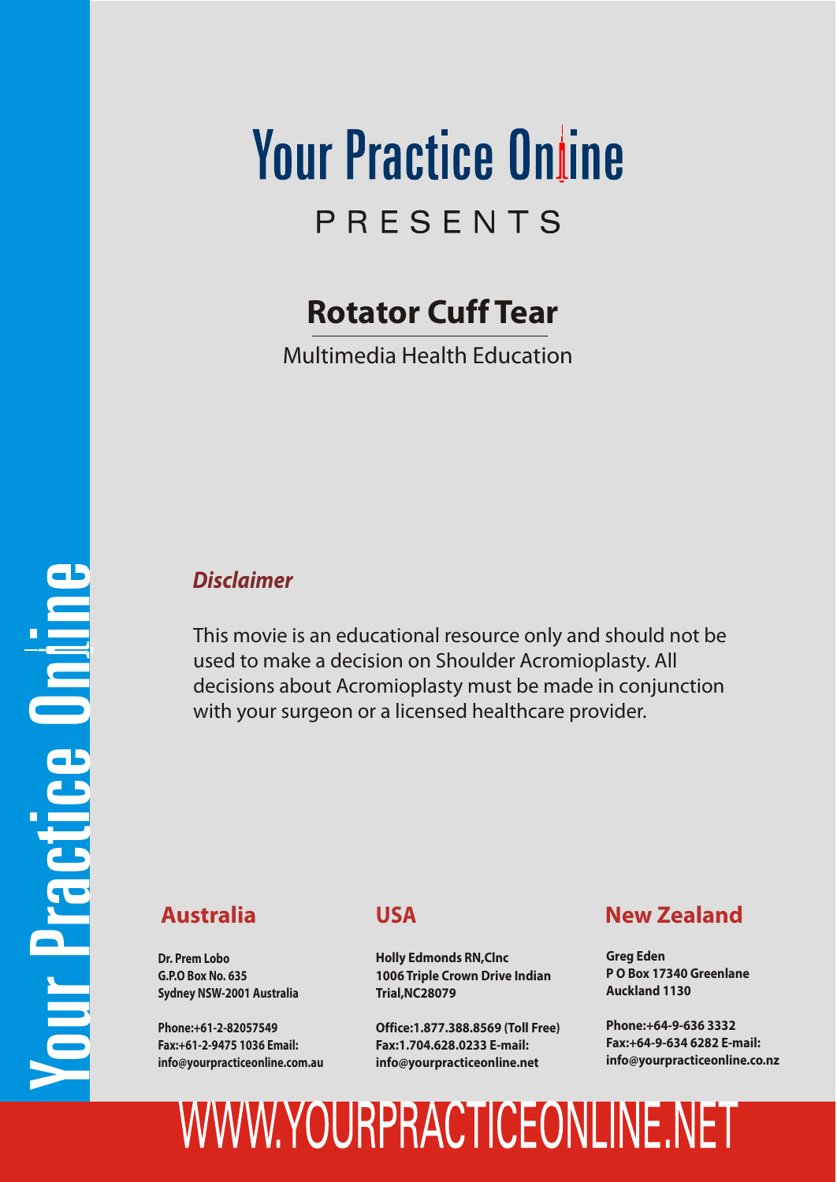# Your Practice Online

PRESENTS

## Rotator Cuff Tear

Multimedia Health Education

***Disclaimer***

This movie is an educational resource only and should not be used to make a decision on Shoulder Acromioplasty. All decisions about Acromioplasty must be made in conjunction with your surgeon or a licensed healthcare provider.

### Australia

**Dr. Prem Lobo**
**G.P.O Box No. 635**
**Sydney NSW-2001 Australia**

**Phone:+61-2-82057549**
**Fax:+61-2-9475 1036 Email:**
**info@yourpracticeonline.com.au**

### USA

**Holly Edmonds RN,Clnc**
**1006 Triple Crown Drive Indian Trial,NC28079**

**Office:1.877.388.8569 (Toll Free)**
**Fax:1.704.628.0233 E-mail:**
**info@yourpracticeonline.net**

### New Zealand

**Greg Eden**
**P O Box 17340 Greenlane**
**Auckland 1130**

**Phone:+64-9-636 3332**
**Fax:+64-9-634 6282 E-mail:**
**info@yourpracticeonline.co.nz**

WWW.YOURPRACTICEONLINE.NET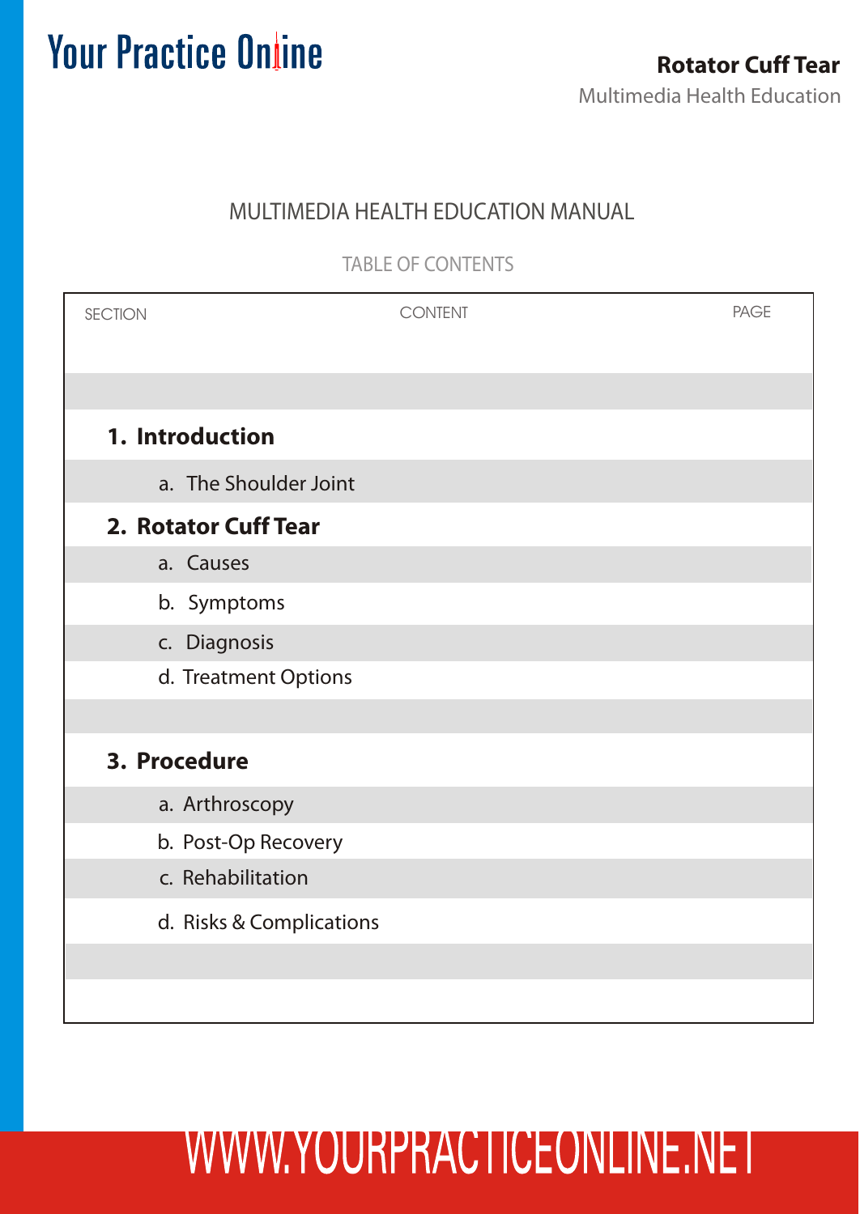# MULTIMEDIA HEALTH EDUCATION MANUAL

## TABLE OF CONTENTS

| SECTION | CONTENT | PAGE |
|---|---|---|
| **1. Introduction** | | |
| a. The Shoulder Joint | | |
| **2. Rotator Cuff Tear** | | |
| a. Causes | | |
| b. Symptoms | | |
| c. Diagnosis | | |
| d. Treatment Options | | |
| **3. Procedure** | | |
| a. Arthroscopy | | |
| b. Post-Op Recovery | | |
| c. Rehabilitation | | |
| d. Risks & Complications | | |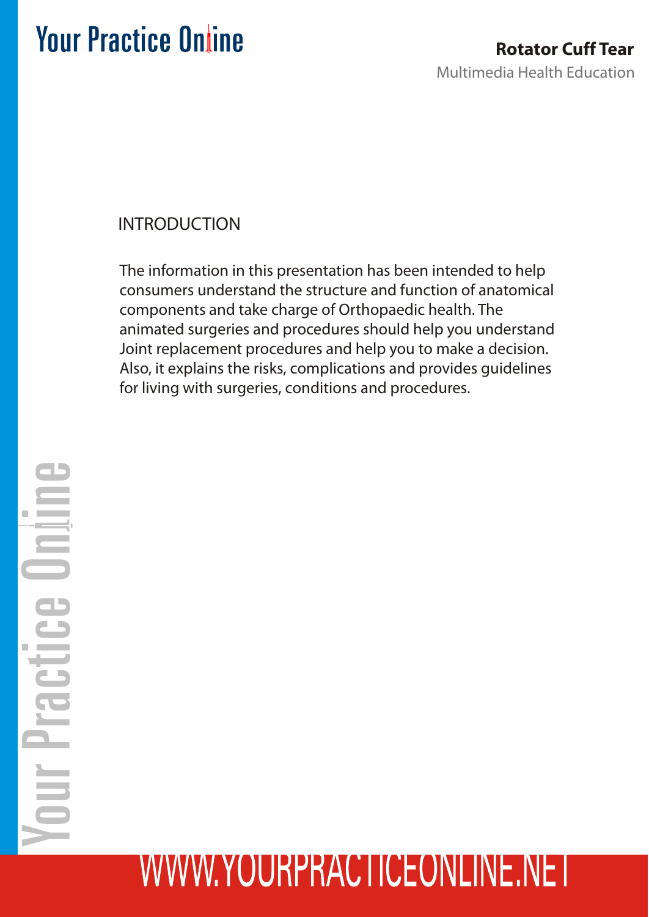## INTRODUCTION

The information in this presentation has been intended to help consumers understand the structure and function of anatomical components and take charge of Orthopaedic health. The animated surgeries and procedures should help you understand Joint replacement procedures and help you to make a decision. Also, it explains the risks, complications and provides guidelines for living with surgeries, conditions and procedures.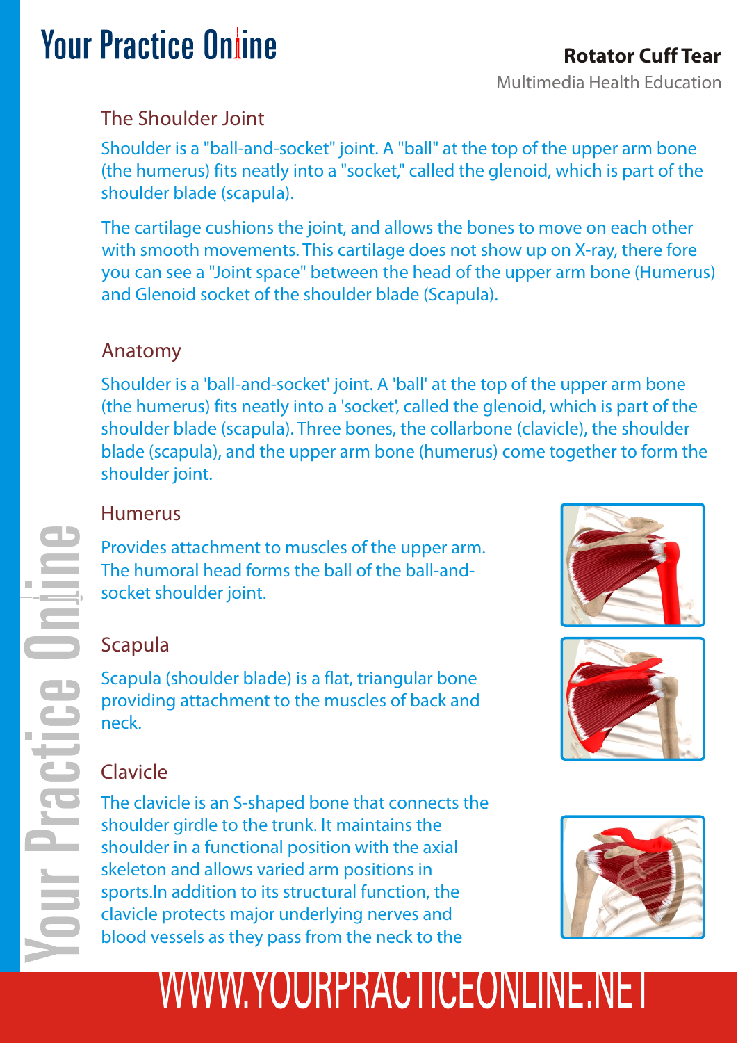## The Shoulder Joint

Shoulder is a "ball-and-socket" joint. A "ball" at the top of the upper arm bone (the humerus) fits neatly into a "socket," called the glenoid, which is part of the shoulder blade (scapula).

The cartilage cushions the joint, and allows the bones to move on each other with smooth movements. This cartilage does not show up on X-ray, there fore you can see a "Joint space" between the head of the upper arm bone (Humerus) and Glenoid socket of the shoulder blade (Scapula).

## Anatomy

Shoulder is a 'ball-and-socket' joint. A 'ball' at the top of the upper arm bone (the humerus) fits neatly into a 'socket', called the glenoid, which is part of the shoulder blade (scapula). Three bones, the collarbone (clavicle), the shoulder blade (scapula), and the upper arm bone (humerus) come together to form the shoulder joint.

### Humerus

Provides attachment to muscles of the upper arm. The humoral head forms the ball of the ball-and-socket shoulder joint.

### Scapula

Scapula (shoulder blade) is a flat, triangular bone providing attachment to the muscles of back and neck.

### Clavicle

The clavicle is an S-shaped bone that connects the shoulder girdle to the trunk. It maintains the shoulder in a functional position with the axial skeleton and allows varied arm positions in sports.In addition to its structural function, the clavicle protects major underlying nerves and blood vessels as they pass from the neck to the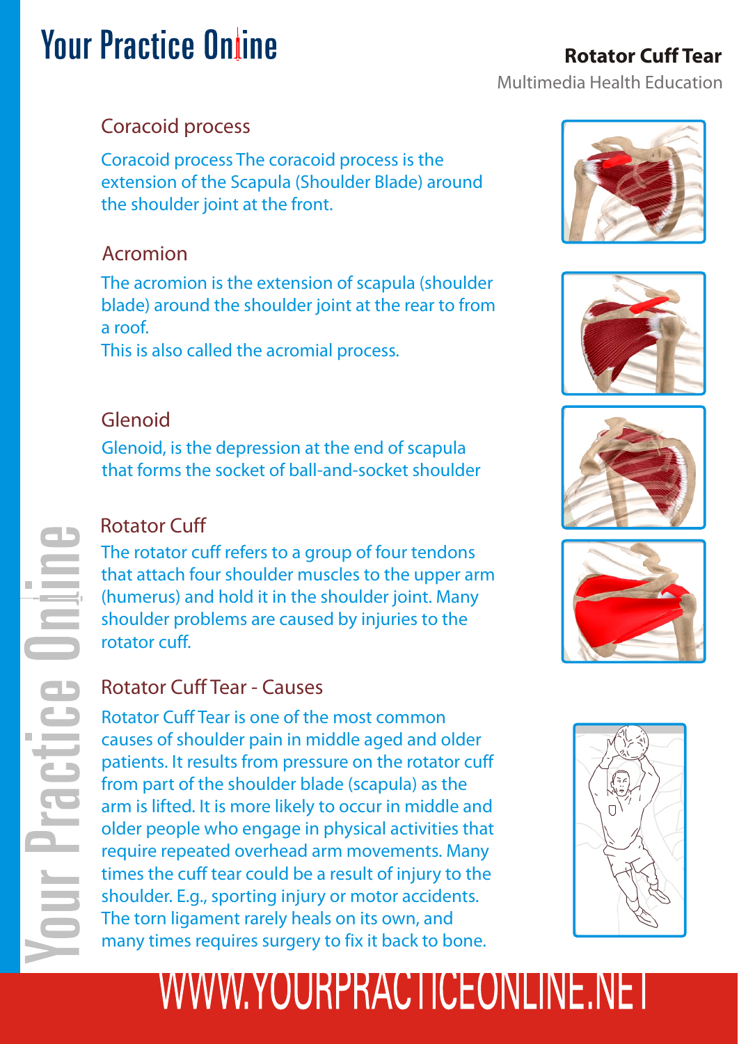## Rotator Cuff Tear

Multimedia Health Education

### Coracoid process

Coracoid process The coracoid process is the extension of the Scapula (Shoulder Blade) around the shoulder joint at the front.

### Acromion

The acromion is the extension of scapula (shoulder blade) around the shoulder joint at the rear to from a roof.
This is also called the acromial process.

### Glenoid

Glenoid, is the depression at the end of scapula that forms the socket of ball-and-socket shoulder

### Rotator Cuff

The rotator cuff refers to a group of four tendons that attach four shoulder muscles to the upper arm (humerus) and hold it in the shoulder joint. Many shoulder problems are caused by injuries to the rotator cuff.

### Rotator Cuff Tear - Causes

Rotator Cuff Tear is one of the most common causes of shoulder pain in middle aged and older patients. It results from pressure on the rotator cuff from part of the shoulder blade (scapula) as the arm is lifted. It is more likely to occur in middle and older people who engage in physical activities that require repeated overhead arm movements. Many times the cuff tear could be a result of injury to the shoulder. E.g., sporting injury or motor accidents. The torn ligament rarely heals on its own, and many times requires surgery to fix it back to bone.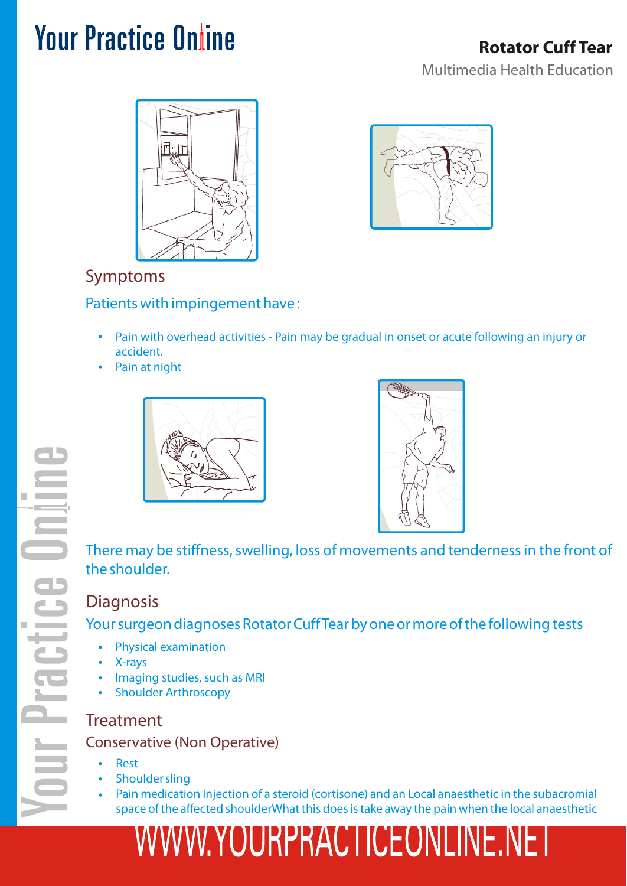## Symptoms

Patients with impingement have:

- Pain with overhead activities - Pain may be gradual in onset or acute following an injury or accident.
- Pain at night

There may be stiffness, swelling, loss of movements and tenderness in the front of the shoulder.

## Diagnosis

Your surgeon diagnoses Rotator Cuff Tear by one or more of the following tests

- Physical examination
- X-rays
- Imaging studies, such as MRI
- Shoulder Arthroscopy

## Treatment

### Conservative (Non Operative)

- Rest
- Shoulder sling
- Pain medication Injection of a steroid (cortisone) and an Local anaesthetic in the subacromial space of the affected shoulderWhat this does is take away the pain when the local anaesthetic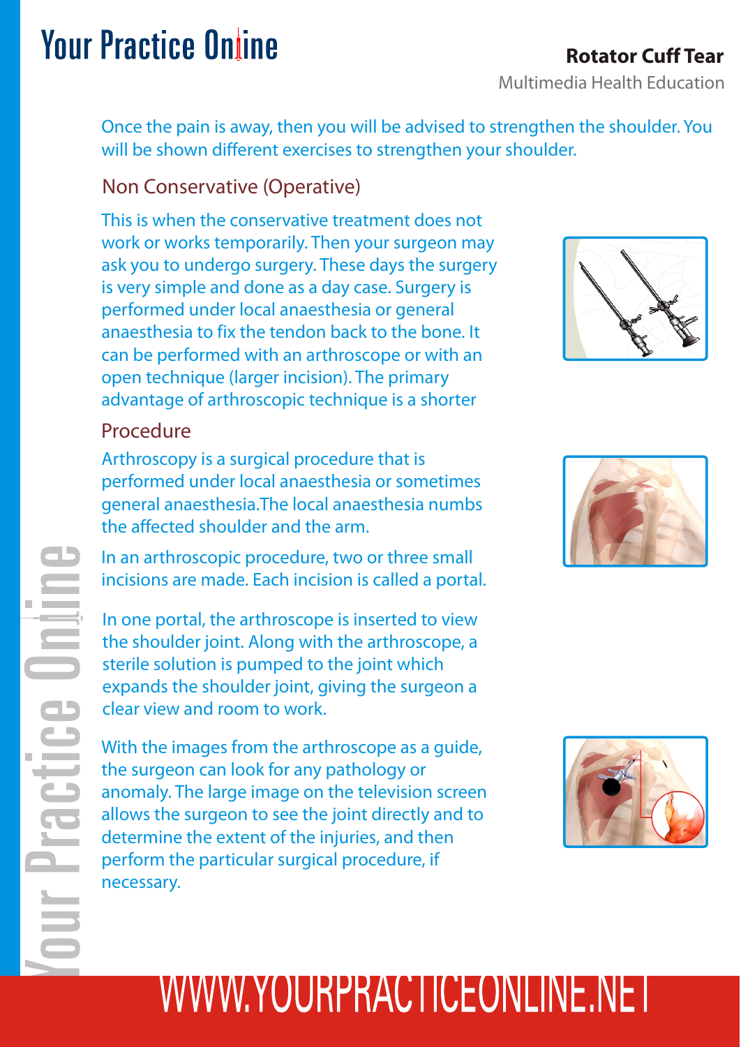Once the pain is away, then you will be advised to strengthen the shoulder. You will be shown different exercises to strengthen your shoulder.

## Non Conservative (Operative)

This is when the conservative treatment does not work or works temporarily. Then your surgeon may ask you to undergo surgery. These days the surgery is very simple and done as a day case. Surgery is performed under local anaesthesia or general anaesthesia to fix the tendon back to the bone. It can be performed with an arthroscope or with an open technique (larger incision). The primary advantage of arthroscopic technique is a shorter

## Procedure

Arthroscopy is a surgical procedure that is performed under local anaesthesia or sometimes general anaesthesia.The local anaesthesia numbs the affected shoulder and the arm.

In an arthroscopic procedure, two or three small incisions are made. Each incision is called a portal.

In one portal, the arthroscope is inserted to view the shoulder joint. Along with the arthroscope, a sterile solution is pumped to the joint which expands the shoulder joint, giving the surgeon a clear view and room to work.

With the images from the arthroscope as a guide, the surgeon can look for any pathology or anomaly. The large image on the television screen allows the surgeon to see the joint directly and to determine the extent of the injuries, and then perform the particular surgical procedure, if necessary.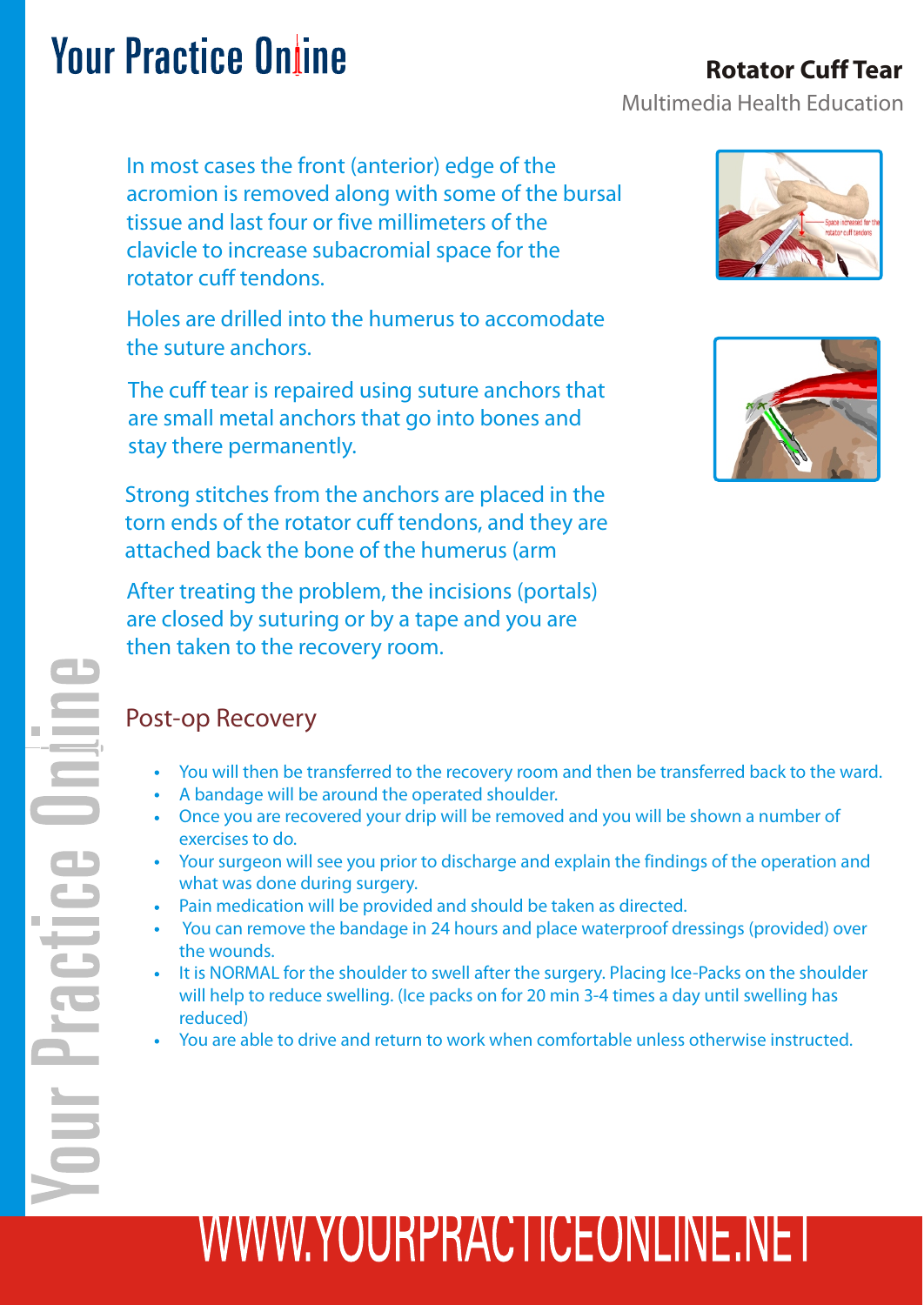In most cases the front (anterior) edge of the acromion is removed along with some of the bursal tissue and last four or five millimeters of the clavicle to increase subacromial space for the rotator cuff tendons.

Holes are drilled into the humerus to accomodate the suture anchors.

The cuff tear is repaired using suture anchors that are small metal anchors that go into bones and stay there permanently.

Strong stitches from the anchors are placed in the torn ends of the rotator cuff tendons, and they are attached back the bone of the humerus (arm

After treating the problem, the incisions (portals) are closed by suturing or by a tape and you are then taken to the recovery room.

## Post-op Recovery

- You will then be transferred to the recovery room and then be transferred back to the ward.
- A bandage will be around the operated shoulder.
- Once you are recovered your drip will be removed and you will be shown a number of exercises to do.
- Your surgeon will see you prior to discharge and explain the findings of the operation and what was done during surgery.
- Pain medication will be provided and should be taken as directed.
- You can remove the bandage in 24 hours and place waterproof dressings (provided) over the wounds.
- It is NORMAL for the shoulder to swell after the surgery. Placing Ice-Packs on the shoulder will help to reduce swelling. (Ice packs on for 20 min 3-4 times a day until swelling has reduced)
- You are able to drive and return to work when comfortable unless otherwise instructed.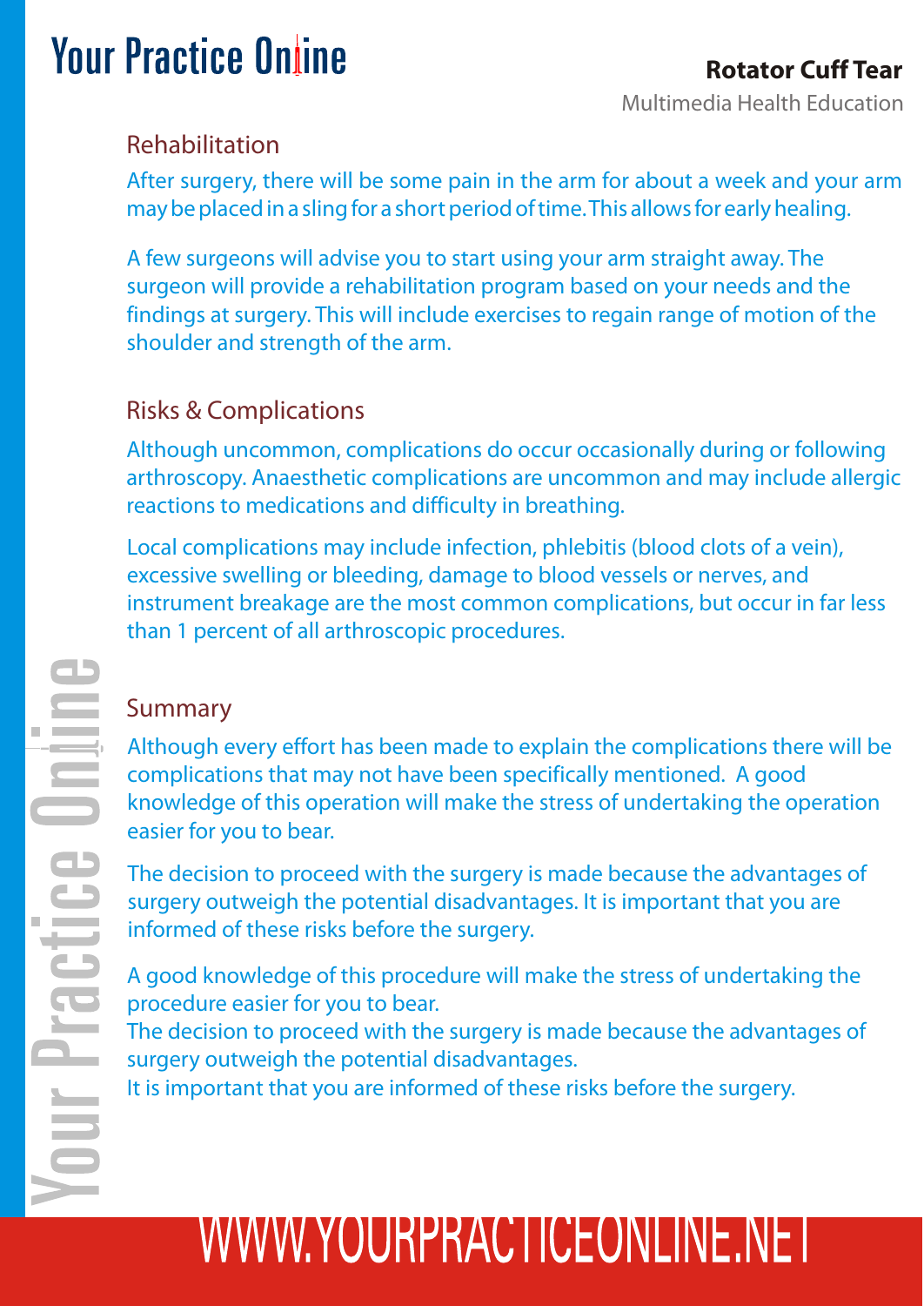## Rehabilitation

After surgery, there will be some pain in the arm for about a week and your arm may be placed in a sling for a short period of time. This allows for early healing.

A few surgeons will advise you to start using your arm straight away. The surgeon will provide a rehabilitation program based on your needs and the findings at surgery. This will include exercises to regain range of motion of the shoulder and strength of the arm.

## Risks & Complications

Although uncommon, complications do occur occasionally during or following arthroscopy. Anaesthetic complications are uncommon and may include allergic reactions to medications and difficulty in breathing.

Local complications may include infection, phlebitis (blood clots of a vein), excessive swelling or bleeding, damage to blood vessels or nerves, and instrument breakage are the most common complications, but occur in far less than 1 percent of all arthroscopic procedures.

## Summary

Although every effort has been made to explain the complications there will be complications that may not have been specifically mentioned. A good knowledge of this operation will make the stress of undertaking the operation easier for you to bear.

The decision to proceed with the surgery is made because the advantages of surgery outweigh the potential disadvantages. It is important that you are informed of these risks before the surgery.

A good knowledge of this procedure will make the stress of undertaking the procedure easier for you to bear.
The decision to proceed with the surgery is made because the advantages of surgery outweigh the potential disadvantages.
It is important that you are informed of these risks before the surgery.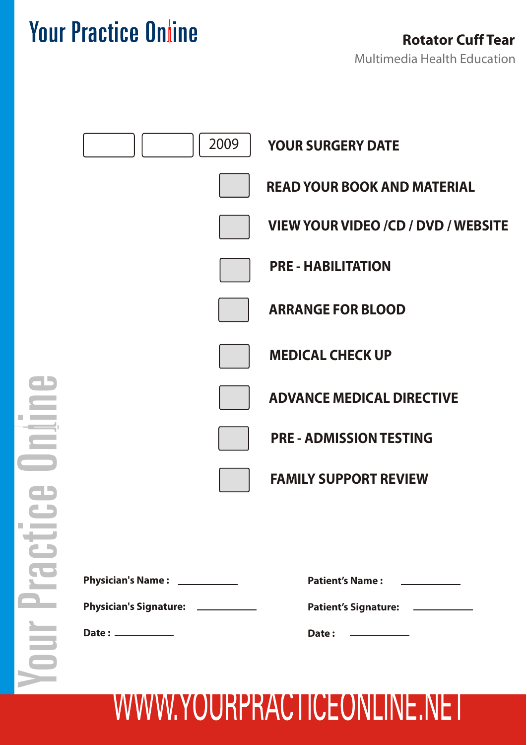# Rotator Cuff Tear

Multimedia Health Education

| | | 2009 | YOUR SURGERY DATE |
|---|---|---|---|

- [ ] READ YOUR BOOK AND MATERIAL
- [ ] VIEW YOUR VIDEO /CD / DVD / WEBSITE
- [ ] PRE - HABILITATION
- [ ] ARRANGE FOR BLOOD
- [ ] MEDICAL CHECK UP
- [ ] ADVANCE MEDICAL DIRECTIVE
- [ ] PRE - ADMISSION TESTING
- [ ] FAMILY SUPPORT REVIEW

**Physician's Name :** ____________

**Physician's Signature:** ____________

**Date :** ____________

**Patient's Name :** ____________

**Patient's Signature:** ____________

**Date :** ____________

WWW.YOURPRACTICEONLINE.NET